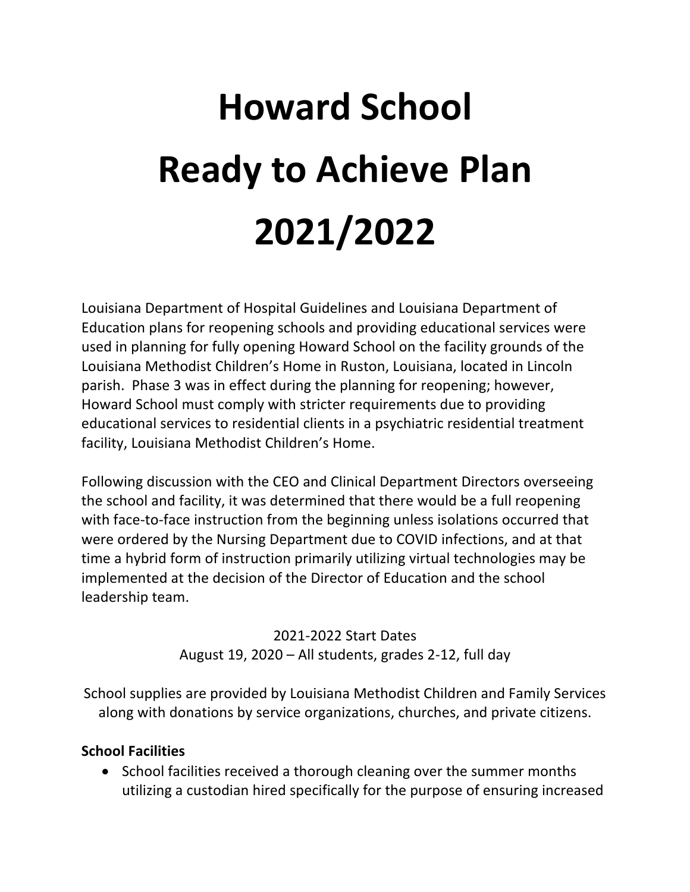# Howard School
# Ready to Achieve Plan
# 2021/2022

Louisiana Department of Hospital Guidelines and Louisiana Department of Education plans for reopening schools and providing educational services were used in planning for fully opening Howard School on the facility grounds of the Louisiana Methodist Children's Home in Ruston, Louisiana, located in Lincoln parish. Phase 3 was in effect during the planning for reopening; however, Howard School must comply with stricter requirements due to providing educational services to residential clients in a psychiatric residential treatment facility, Louisiana Methodist Children's Home.

Following discussion with the CEO and Clinical Department Directors overseeing the school and facility, it was determined that there would be a full reopening with face-to-face instruction from the beginning unless isolations occurred that were ordered by the Nursing Department due to COVID infections, and at that time a hybrid form of instruction primarily utilizing virtual technologies may be implemented at the decision of the Director of Education and the school leadership team.

2021-2022 Start Dates
August 19, 2020 – All students, grades 2-12, full day

School supplies are provided by Louisiana Methodist Children and Family Services along with donations by service organizations, churches, and private citizens.

**School Facilities**

- School facilities received a thorough cleaning over the summer months utilizing a custodian hired specifically for the purpose of ensuring increased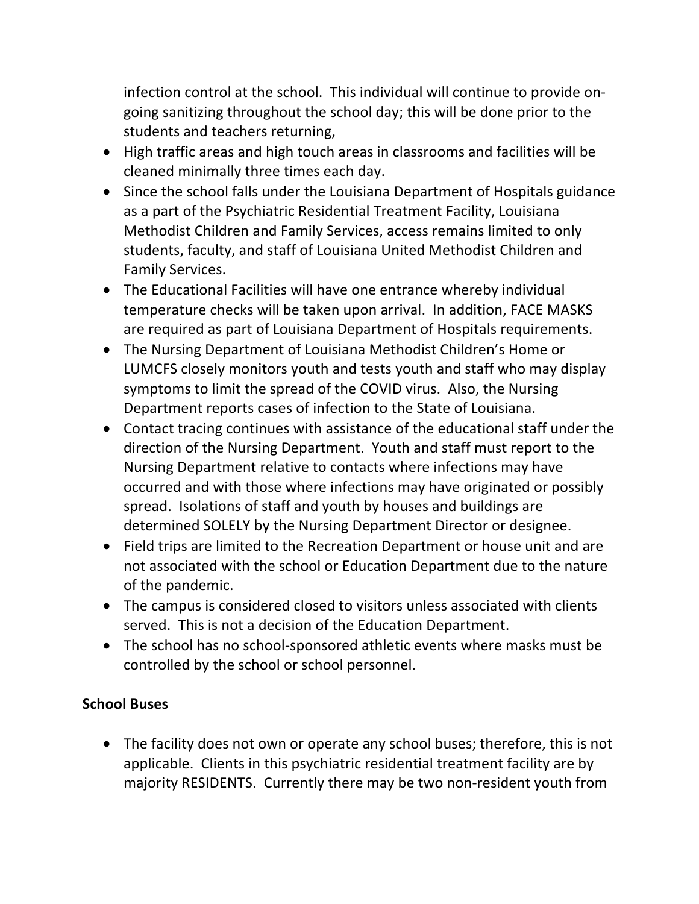infection control at the school. This individual will continue to provide on-going sanitizing throughout the school day; this will be done prior to the students and teachers returning,

- High traffic areas and high touch areas in classrooms and facilities will be cleaned minimally three times each day.
- Since the school falls under the Louisiana Department of Hospitals guidance as a part of the Psychiatric Residential Treatment Facility, Louisiana Methodist Children and Family Services, access remains limited to only students, faculty, and staff of Louisiana United Methodist Children and Family Services.
- The Educational Facilities will have one entrance whereby individual temperature checks will be taken upon arrival. In addition, FACE MASKS are required as part of Louisiana Department of Hospitals requirements.
- The Nursing Department of Louisiana Methodist Children's Home or LUMCFS closely monitors youth and tests youth and staff who may display symptoms to limit the spread of the COVID virus. Also, the Nursing Department reports cases of infection to the State of Louisiana.
- Contact tracing continues with assistance of the educational staff under the direction of the Nursing Department. Youth and staff must report to the Nursing Department relative to contacts where infections may have occurred and with those where infections may have originated or possibly spread. Isolations of staff and youth by houses and buildings are determined SOLELY by the Nursing Department Director or designee.
- Field trips are limited to the Recreation Department or house unit and are not associated with the school or Education Department due to the nature of the pandemic.
- The campus is considered closed to visitors unless associated with clients served. This is not a decision of the Education Department.
- The school has no school-sponsored athletic events where masks must be controlled by the school or school personnel.

**School Buses**

- The facility does not own or operate any school buses; therefore, this is not applicable. Clients in this psychiatric residential treatment facility are by majority RESIDENTS. Currently there may be two non-resident youth from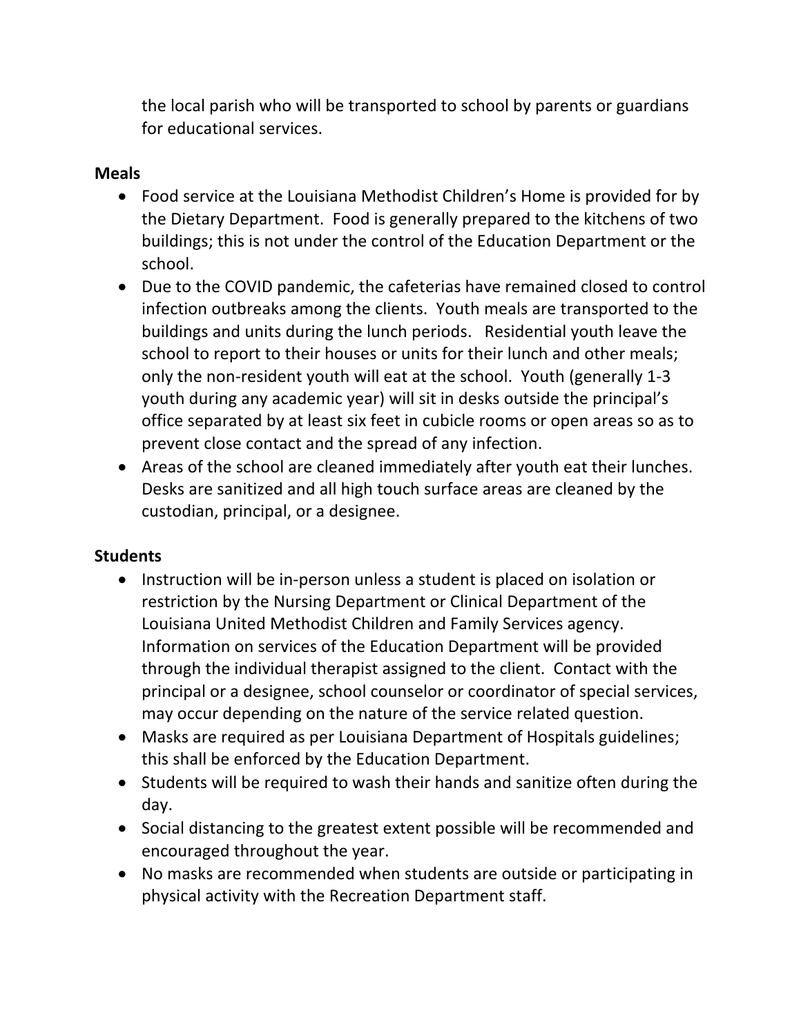the local parish who will be transported to school by parents or guardians for educational services.

**Meals**

- Food service at the Louisiana Methodist Children's Home is provided for by the Dietary Department. Food is generally prepared to the kitchens of two buildings; this is not under the control of the Education Department or the school.
- Due to the COVID pandemic, the cafeterias have remained closed to control infection outbreaks among the clients. Youth meals are transported to the buildings and units during the lunch periods. Residential youth leave the school to report to their houses or units for their lunch and other meals; only the non-resident youth will eat at the school. Youth (generally 1-3 youth during any academic year) will sit in desks outside the principal's office separated by at least six feet in cubicle rooms or open areas so as to prevent close contact and the spread of any infection.
- Areas of the school are cleaned immediately after youth eat their lunches. Desks are sanitized and all high touch surface areas are cleaned by the custodian, principal, or a designee.

**Students**

- Instruction will be in-person unless a student is placed on isolation or restriction by the Nursing Department or Clinical Department of the Louisiana United Methodist Children and Family Services agency. Information on services of the Education Department will be provided through the individual therapist assigned to the client. Contact with the principal or a designee, school counselor or coordinator of special services, may occur depending on the nature of the service related question.
- Masks are required as per Louisiana Department of Hospitals guidelines; this shall be enforced by the Education Department.
- Students will be required to wash their hands and sanitize often during the day.
- Social distancing to the greatest extent possible will be recommended and encouraged throughout the year.
- No masks are recommended when students are outside or participating in physical activity with the Recreation Department staff.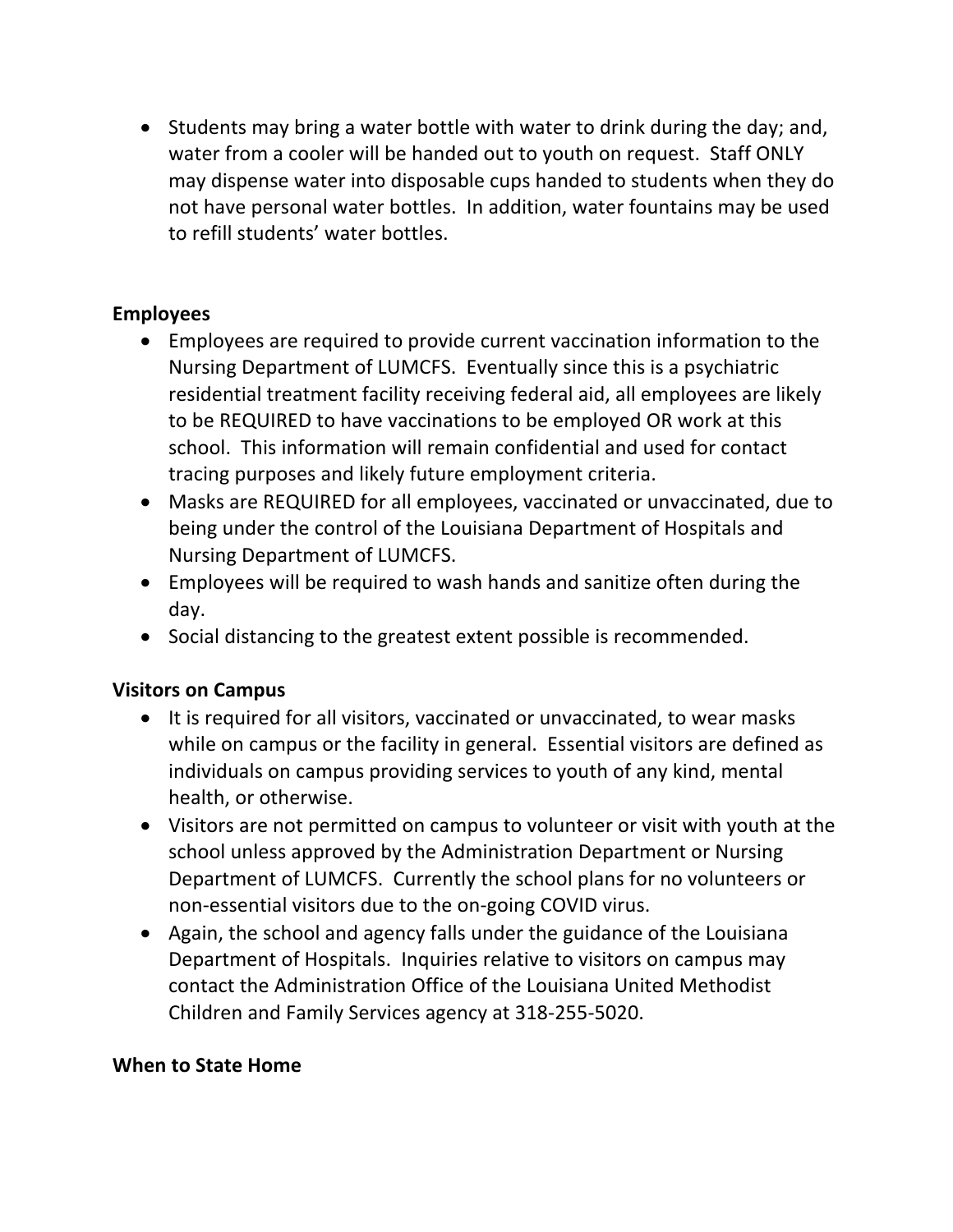- Students may bring a water bottle with water to drink during the day; and, water from a cooler will be handed out to youth on request. Staff ONLY may dispense water into disposable cups handed to students when they do not have personal water bottles. In addition, water fountains may be used to refill students' water bottles.

**Employees**

- Employees are required to provide current vaccination information to the Nursing Department of LUMCFS. Eventually since this is a psychiatric residential treatment facility receiving federal aid, all employees are likely to be REQUIRED to have vaccinations to be employed OR work at this school. This information will remain confidential and used for contact tracing purposes and likely future employment criteria.
- Masks are REQUIRED for all employees, vaccinated or unvaccinated, due to being under the control of the Louisiana Department of Hospitals and Nursing Department of LUMCFS.
- Employees will be required to wash hands and sanitize often during the day.
- Social distancing to the greatest extent possible is recommended.

**Visitors on Campus**

- It is required for all visitors, vaccinated or unvaccinated, to wear masks while on campus or the facility in general. Essential visitors are defined as individuals on campus providing services to youth of any kind, mental health, or otherwise.
- Visitors are not permitted on campus to volunteer or visit with youth at the school unless approved by the Administration Department or Nursing Department of LUMCFS. Currently the school plans for no volunteers or non-essential visitors due to the on-going COVID virus.
- Again, the school and agency falls under the guidance of the Louisiana Department of Hospitals. Inquiries relative to visitors on campus may contact the Administration Office of the Louisiana United Methodist Children and Family Services agency at 318-255-5020.

**When to State Home**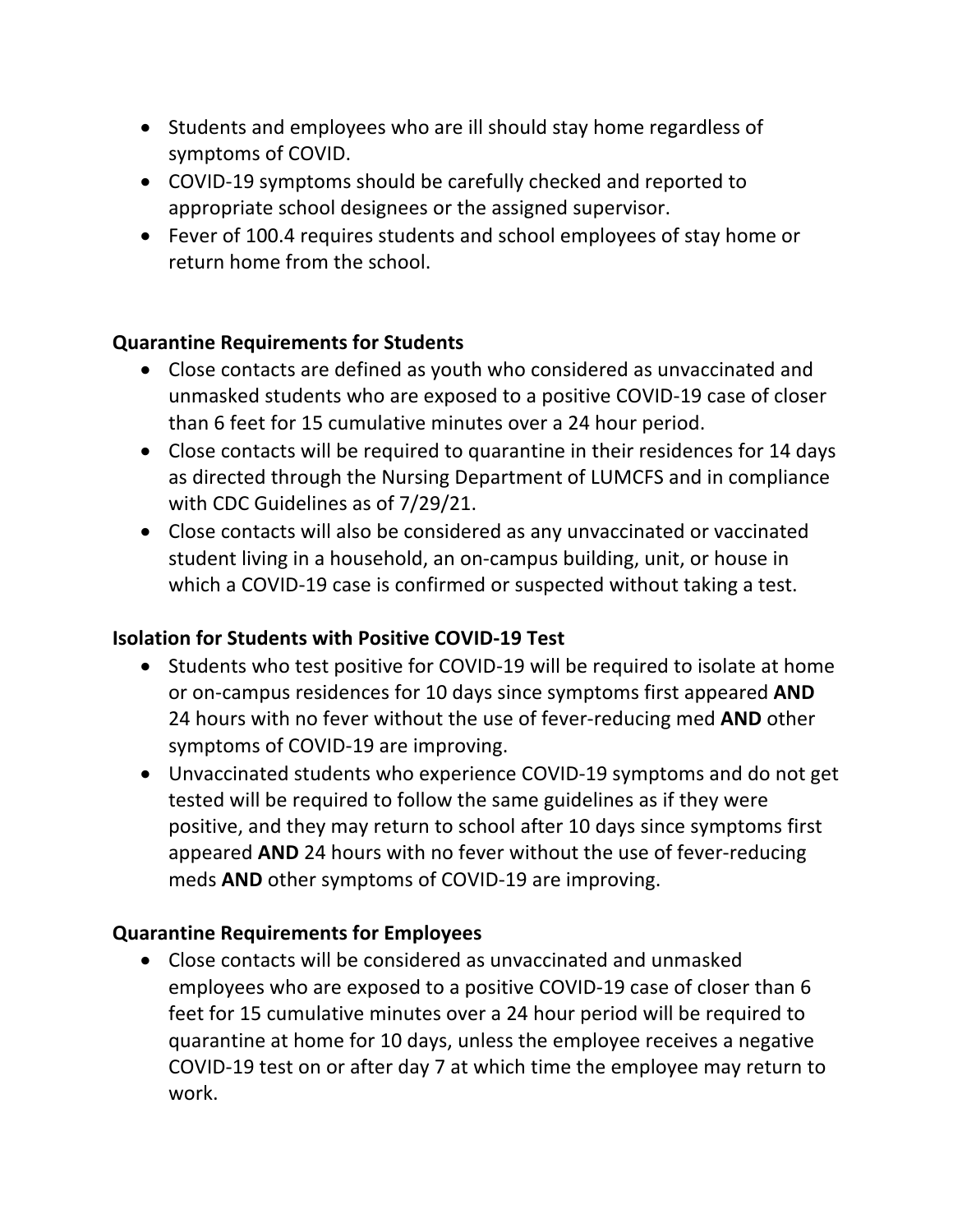- Students and employees who are ill should stay home regardless of symptoms of COVID.
- COVID-19 symptoms should be carefully checked and reported to appropriate school designees or the assigned supervisor.
- Fever of 100.4 requires students and school employees of stay home or return home from the school.

**Quarantine Requirements for Students**

- Close contacts are defined as youth who considered as unvaccinated and unmasked students who are exposed to a positive COVID-19 case of closer than 6 feet for 15 cumulative minutes over a 24 hour period.
- Close contacts will be required to quarantine in their residences for 14 days as directed through the Nursing Department of LUMCFS and in compliance with CDC Guidelines as of 7/29/21.
- Close contacts will also be considered as any unvaccinated or vaccinated student living in a household, an on-campus building, unit, or house in which a COVID-19 case is confirmed or suspected without taking a test.

**Isolation for Students with Positive COVID-19 Test**

- Students who test positive for COVID-19 will be required to isolate at home or on-campus residences for 10 days since symptoms first appeared **AND** 24 hours with no fever without the use of fever-reducing med **AND** other symptoms of COVID-19 are improving.
- Unvaccinated students who experience COVID-19 symptoms and do not get tested will be required to follow the same guidelines as if they were positive, and they may return to school after 10 days since symptoms first appeared **AND** 24 hours with no fever without the use of fever-reducing meds **AND** other symptoms of COVID-19 are improving.

**Quarantine Requirements for Employees**

- Close contacts will be considered as unvaccinated and unmasked employees who are exposed to a positive COVID-19 case of closer than 6 feet for 15 cumulative minutes over a 24 hour period will be required to quarantine at home for 10 days, unless the employee receives a negative COVID-19 test on or after day 7 at which time the employee may return to work.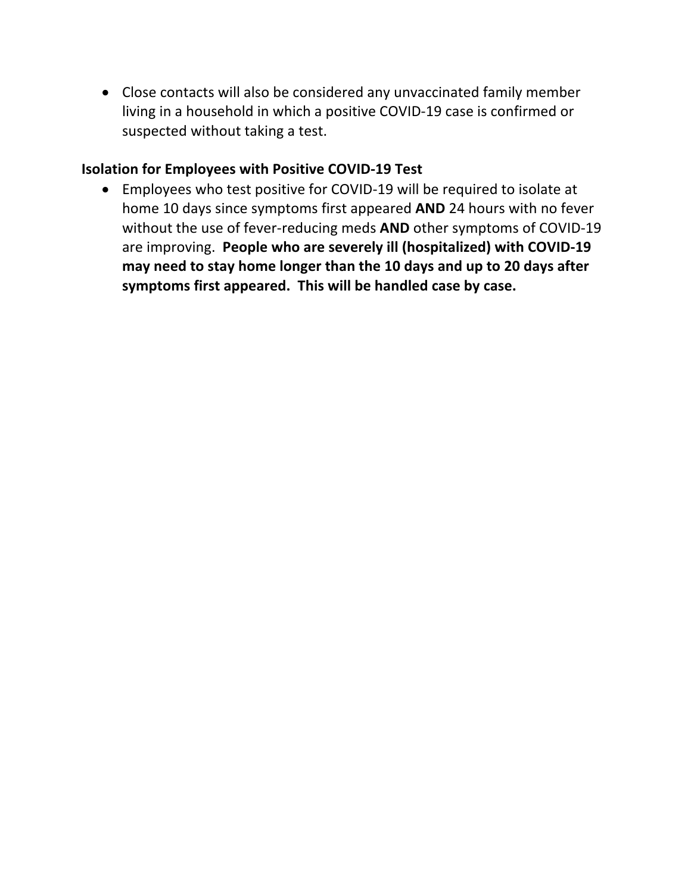- Close contacts will also be considered any unvaccinated family member living in a household in which a positive COVID-19 case is confirmed or suspected without taking a test.

**Isolation for Employees with Positive COVID-19 Test**

- Employees who test positive for COVID-19 will be required to isolate at home 10 days since symptoms first appeared **AND** 24 hours with no fever without the use of fever-reducing meds **AND** other symptoms of COVID-19 are improving. **People who are severely ill (hospitalized) with COVID-19 may need to stay home longer than the 10 days and up to 20 days after symptoms first appeared. This will be handled case by case.**